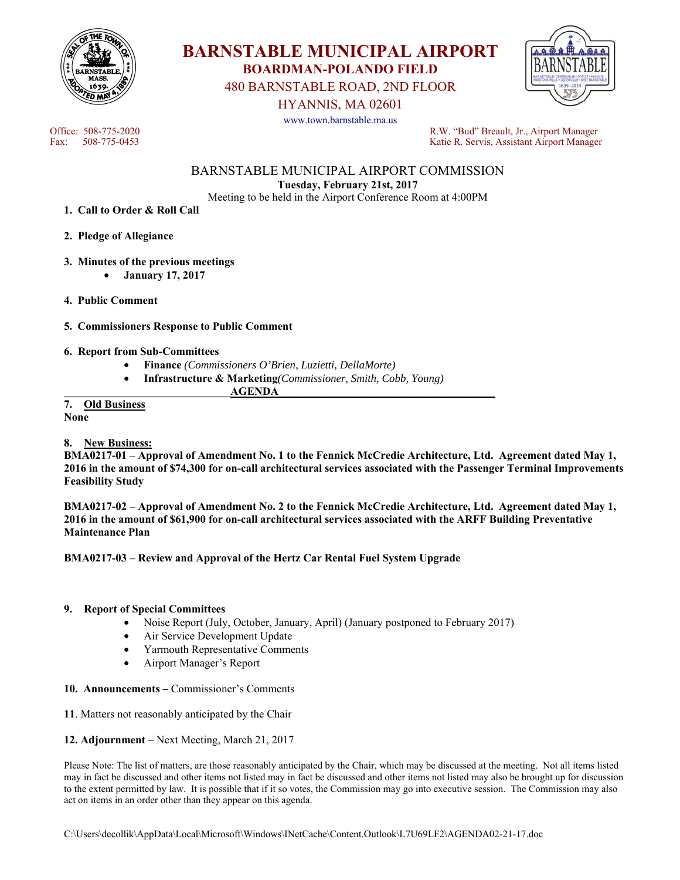# BARNSTABLE MUNICIPAL AIRPORT

## BOARDMAN-POLANDO FIELD

480 BARNSTABLE ROAD, 2ND FLOOR
HYANNIS, MA 02601
www.town.barnstable.ma.us

Office: 508-775-2020
Fax: 508-775-0453

R.W. "Bud" Breault, Jr., Airport Manager
Katie R. Servis, Assistant Airport Manager

## BARNSTABLE MUNICIPAL AIRPORT COMMISSION

**Tuesday, February 21st, 2017**
Meeting to be held in the Airport Conference Room at 4:00PM

1. **Call to Order & Roll Call**

2. **Pledge of Allegiance**

3. **Minutes of the previous meetings**
   - **January 17, 2017**

4. **Public Comment**

5. **Commissioners Response to Public Comment**

6. **Report from Sub-Committees**
   - **Finance** *(Commissioners O'Brien, Luzietti, DellaMorte)*
   - **Infrastructure & Marketing***(Commissioner, Smith, Cobb, Young)*

**AGENDA**

**7. Old Business**
**None**

**8. New Business:**

**BMA0217-01 – Approval of Amendment No. 1 to the Fennick McCredie Architecture, Ltd. Agreement dated May 1, 2016 in the amount of $74,300 for on-call architectural services associated with the Passenger Terminal Improvements Feasibility Study**

**BMA0217-02 – Approval of Amendment No. 2 to the Fennick McCredie Architecture, Ltd. Agreement dated May 1, 2016 in the amount of $61,900 for on-call architectural services associated with the ARFF Building Preventative Maintenance Plan**

**BMA0217-03 – Review and Approval of the Hertz Car Rental Fuel System Upgrade**

**9. Report of Special Committees**
- Noise Report (July, October, January, April) (January postponed to February 2017)
- Air Service Development Update
- Yarmouth Representative Comments
- Airport Manager's Report

**10. Announcements –** Commissioner's Comments

**11**. Matters not reasonably anticipated by the Chair

**12. Adjournment** – Next Meeting, March 21, 2017

Please Note: The list of matters, are those reasonably anticipated by the Chair, which may be discussed at the meeting. Not all items listed may in fact be discussed and other items not listed may in fact be discussed and other items not listed may also be brought up for discussion to the extent permitted by law. It is possible that if it so votes, the Commission may go into executive session. The Commission may also act on items in an order other than they appear on this agenda.

C:\Users\decollik\AppData\Local\Microsoft\Windows\INetCache\Content.Outlook\L7U69LF2\AGENDA02-21-17.doc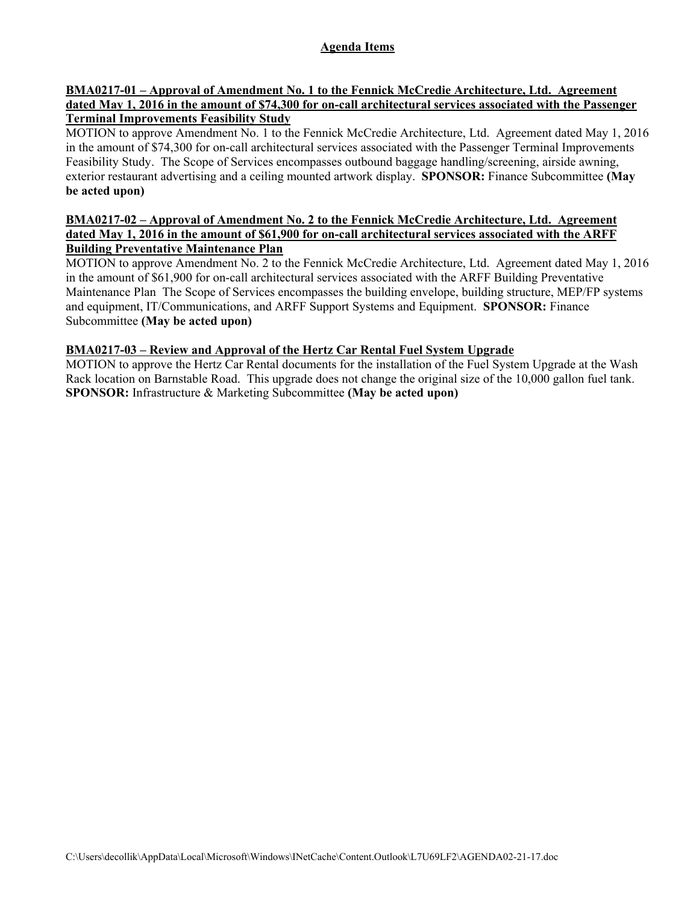## Agenda Items

**BMA0217-01 – Approval of Amendment No. 1 to the Fennick McCredie Architecture, Ltd. Agreement dated May 1, 2016 in the amount of $74,300 for on-call architectural services associated with the Passenger Terminal Improvements Feasibility Study**

MOTION to approve Amendment No. 1 to the Fennick McCredie Architecture, Ltd. Agreement dated May 1, 2016 in the amount of $74,300 for on-call architectural services associated with the Passenger Terminal Improvements Feasibility Study. The Scope of Services encompasses outbound baggage handling/screening, airside awning, exterior restaurant advertising and a ceiling mounted artwork display. **SPONSOR:** Finance Subcommittee **(May be acted upon)**

**BMA0217-02 – Approval of Amendment No. 2 to the Fennick McCredie Architecture, Ltd. Agreement dated May 1, 2016 in the amount of $61,900 for on-call architectural services associated with the ARFF Building Preventative Maintenance Plan**

MOTION to approve Amendment No. 2 to the Fennick McCredie Architecture, Ltd. Agreement dated May 1, 2016 in the amount of $61,900 for on-call architectural services associated with the ARFF Building Preventative Maintenance Plan The Scope of Services encompasses the building envelope, building structure, MEP/FP systems and equipment, IT/Communications, and ARFF Support Systems and Equipment. **SPONSOR:** Finance Subcommittee **(May be acted upon)**

**BMA0217-03 – Review and Approval of the Hertz Car Rental Fuel System Upgrade**

MOTION to approve the Hertz Car Rental documents for the installation of the Fuel System Upgrade at the Wash Rack location on Barnstable Road. This upgrade does not change the original size of the 10,000 gallon fuel tank. **SPONSOR:** Infrastructure & Marketing Subcommittee **(May be acted upon)**

C:\Users\decollik\AppData\Local\Microsoft\Windows\INetCache\Content.Outlook\L7U69LF2\AGENDA02-21-17.doc